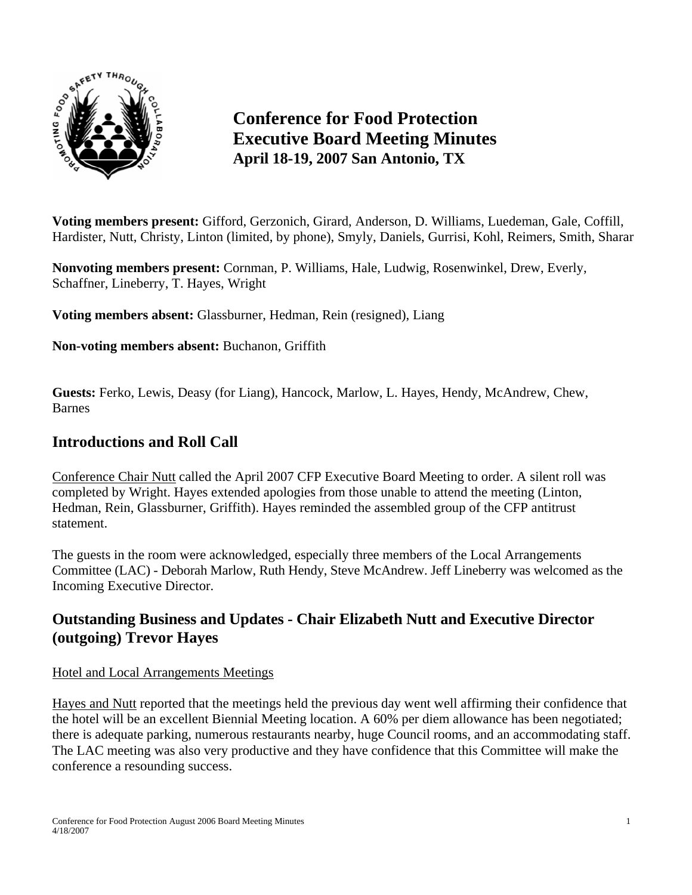# Conference for Food Protection Executive Board Meeting Minutes
### April 18-19, 2007 San Antonio, TX

**Voting members present:** Gifford, Gerzonich, Girard, Anderson, D. Williams, Luedeman, Gale, Coffill, Hardister, Nutt, Christy, Linton (limited, by phone), Smyly, Daniels, Gurrisi, Kohl, Reimers, Smith, Sharar

**Nonvoting members present:** Cornman, P. Williams, Hale, Ludwig, Rosenwinkel, Drew, Everly, Schaffner, Lineberry, T. Hayes, Wright

**Voting members absent:** Glassburner, Hedman, Rein (resigned), Liang

**Non-voting members absent:** Buchanon, Griffith

**Guests:** Ferko, Lewis, Deasy (for Liang), Hancock, Marlow, L. Hayes, Hendy, McAndrew, Chew, Barnes

## Introductions and Roll Call

Conference Chair Nutt called the April 2007 CFP Executive Board Meeting to order. A silent roll was completed by Wright. Hayes extended apologies from those unable to attend the meeting (Linton, Hedman, Rein, Glassburner, Griffith). Hayes reminded the assembled group of the CFP antitrust statement.

The guests in the room were acknowledged, especially three members of the Local Arrangements Committee (LAC) - Deborah Marlow, Ruth Hendy, Steve McAndrew. Jeff Lineberry was welcomed as the Incoming Executive Director.

## Outstanding Business and Updates - Chair Elizabeth Nutt and Executive Director (outgoing) Trevor Hayes

Hotel and Local Arrangements Meetings

Hayes and Nutt reported that the meetings held the previous day went well affirming their confidence that the hotel will be an excellent Biennial Meeting location. A 60% per diem allowance has been negotiated; there is adequate parking, numerous restaurants nearby, huge Council rooms, and an accommodating staff. The LAC meeting was also very productive and they have confidence that this Committee will make the conference a resounding success.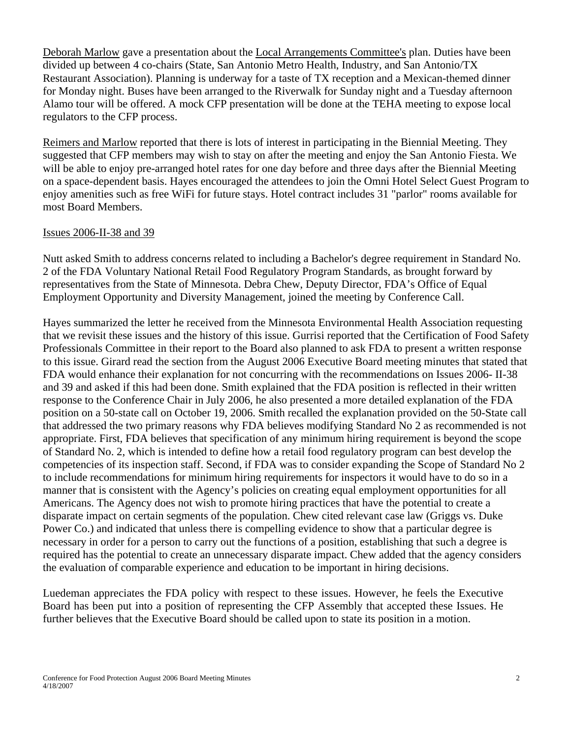Deborah Marlow gave a presentation about the Local Arrangements Committee's plan. Duties have been divided up between 4 co-chairs (State, San Antonio Metro Health, Industry, and San Antonio/TX Restaurant Association). Planning is underway for a taste of TX reception and a Mexican-themed dinner for Monday night. Buses have been arranged to the Riverwalk for Sunday night and a Tuesday afternoon Alamo tour will be offered. A mock CFP presentation will be done at the TEHA meeting to expose local regulators to the CFP process.

Reimers and Marlow reported that there is lots of interest in participating in the Biennial Meeting. They suggested that CFP members may wish to stay on after the meeting and enjoy the San Antonio Fiesta. We will be able to enjoy pre-arranged hotel rates for one day before and three days after the Biennial Meeting on a space-dependent basis. Hayes encouraged the attendees to join the Omni Hotel Select Guest Program to enjoy amenities such as free WiFi for future stays. Hotel contract includes 31 "parlor" rooms available for most Board Members.

Issues 2006-II-38 and 39

Nutt asked Smith to address concerns related to including a Bachelor's degree requirement in Standard No. 2 of the FDA Voluntary National Retail Food Regulatory Program Standards, as brought forward by representatives from the State of Minnesota. Debra Chew, Deputy Director, FDA's Office of Equal Employment Opportunity and Diversity Management, joined the meeting by Conference Call.

Hayes summarized the letter he received from the Minnesota Environmental Health Association requesting that we revisit these issues and the history of this issue. Gurrisi reported that the Certification of Food Safety Professionals Committee in their report to the Board also planned to ask FDA to present a written response to this issue. Girard read the section from the August 2006 Executive Board meeting minutes that stated that FDA would enhance their explanation for not concurring with the recommendations on Issues 2006- II-38 and 39 and asked if this had been done. Smith explained that the FDA position is reflected in their written response to the Conference Chair in July 2006, he also presented a more detailed explanation of the FDA position on a 50-state call on October 19, 2006. Smith recalled the explanation provided on the 50-State call that addressed the two primary reasons why FDA believes modifying Standard No 2 as recommended is not appropriate. First, FDA believes that specification of any minimum hiring requirement is beyond the scope of Standard No. 2, which is intended to define how a retail food regulatory program can best develop the competencies of its inspection staff. Second, if FDA was to consider expanding the Scope of Standard No 2 to include recommendations for minimum hiring requirements for inspectors it would have to do so in a manner that is consistent with the Agency's policies on creating equal employment opportunities for all Americans. The Agency does not wish to promote hiring practices that have the potential to create a disparate impact on certain segments of the population. Chew cited relevant case law (Griggs vs. Duke Power Co.) and indicated that unless there is compelling evidence to show that a particular degree is necessary in order for a person to carry out the functions of a position, establishing that such a degree is required has the potential to create an unnecessary disparate impact. Chew added that the agency considers the evaluation of comparable experience and education to be important in hiring decisions.

Luedeman appreciates the FDA policy with respect to these issues. However, he feels the Executive Board has been put into a position of representing the CFP Assembly that accepted these Issues. He further believes that the Executive Board should be called upon to state its position in a motion.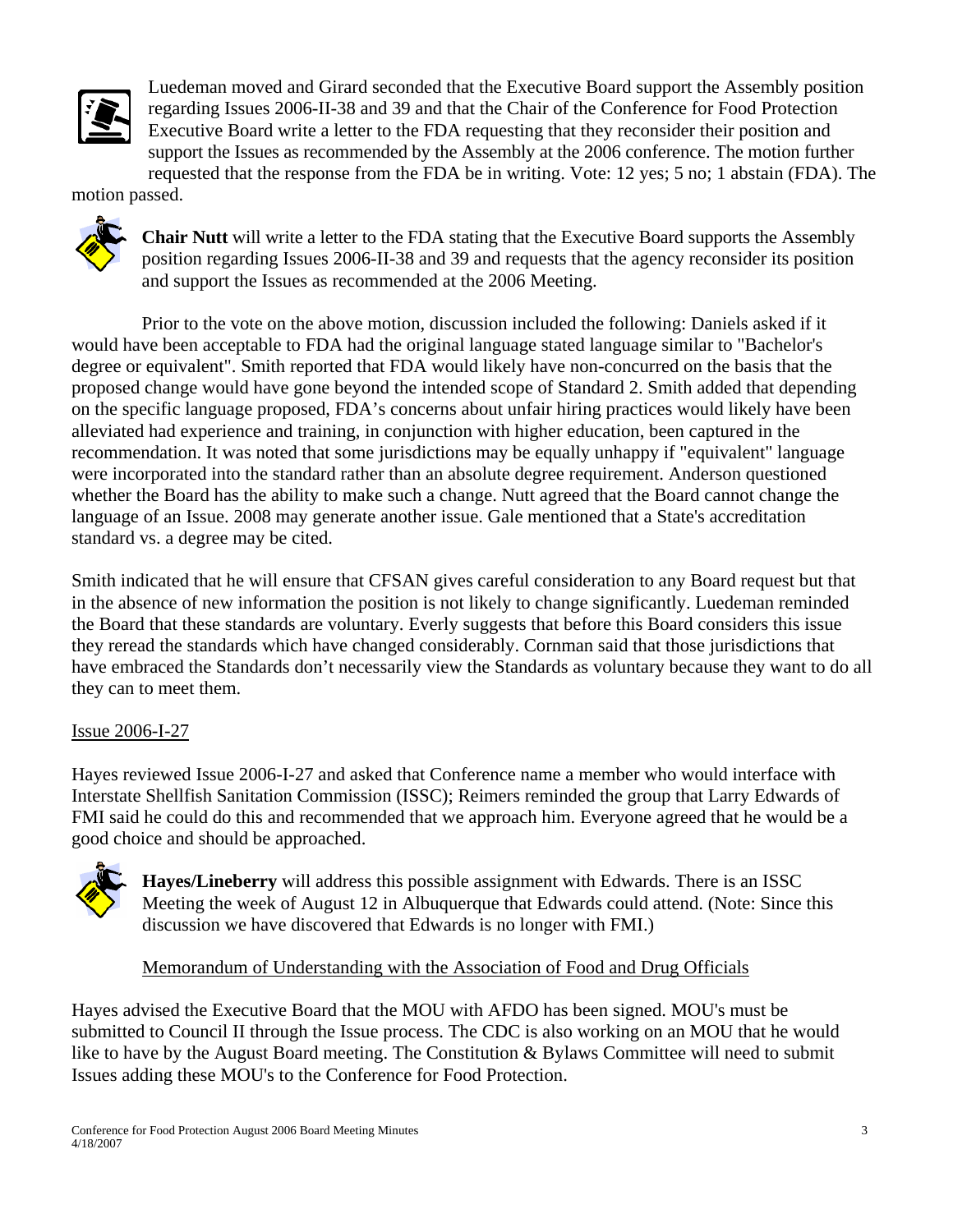Luedeman moved and Girard seconded that the Executive Board support the Assembly position regarding Issues 2006-II-38 and 39 and that the Chair of the Conference for Food Protection Executive Board write a letter to the FDA requesting that they reconsider their position and support the Issues as recommended by the Assembly at the 2006 conference. The motion further requested that the response from the FDA be in writing. Vote: 12 yes; 5 no; 1 abstain (FDA). The motion passed.

**Chair Nutt** will write a letter to the FDA stating that the Executive Board supports the Assembly position regarding Issues 2006-II-38 and 39 and requests that the agency reconsider its position and support the Issues as recommended at the 2006 Meeting.

Prior to the vote on the above motion, discussion included the following: Daniels asked if it would have been acceptable to FDA had the original language stated language similar to "Bachelor's degree or equivalent". Smith reported that FDA would likely have non-concurred on the basis that the proposed change would have gone beyond the intended scope of Standard 2. Smith added that depending on the specific language proposed, FDA's concerns about unfair hiring practices would likely have been alleviated had experience and training, in conjunction with higher education, been captured in the recommendation. It was noted that some jurisdictions may be equally unhappy if "equivalent" language were incorporated into the standard rather than an absolute degree requirement. Anderson questioned whether the Board has the ability to make such a change. Nutt agreed that the Board cannot change the language of an Issue. 2008 may generate another issue. Gale mentioned that a State's accreditation standard vs. a degree may be cited.

Smith indicated that he will ensure that CFSAN gives careful consideration to any Board request but that in the absence of new information the position is not likely to change significantly. Luedeman reminded the Board that these standards are voluntary. Everly suggests that before this Board considers this issue they reread the standards which have changed considerably. Cornman said that those jurisdictions that have embraced the Standards don't necessarily view the Standards as voluntary because they want to do all they can to meet them.

## Issue 2006-I-27

Hayes reviewed Issue 2006-I-27 and asked that Conference name a member who would interface with Interstate Shellfish Sanitation Commission (ISSC); Reimers reminded the group that Larry Edwards of FMI said he could do this and recommended that we approach him. Everyone agreed that he would be a good choice and should be approached.

**Hayes/Lineberry** will address this possible assignment with Edwards. There is an ISSC Meeting the week of August 12 in Albuquerque that Edwards could attend. (Note: Since this discussion we have discovered that Edwards is no longer with FMI.)

## Memorandum of Understanding with the Association of Food and Drug Officials

Hayes advised the Executive Board that the MOU with AFDO has been signed. MOU's must be submitted to Council II through the Issue process. The CDC is also working on an MOU that he would like to have by the August Board meeting. The Constitution & Bylaws Committee will need to submit Issues adding these MOU's to the Conference for Food Protection.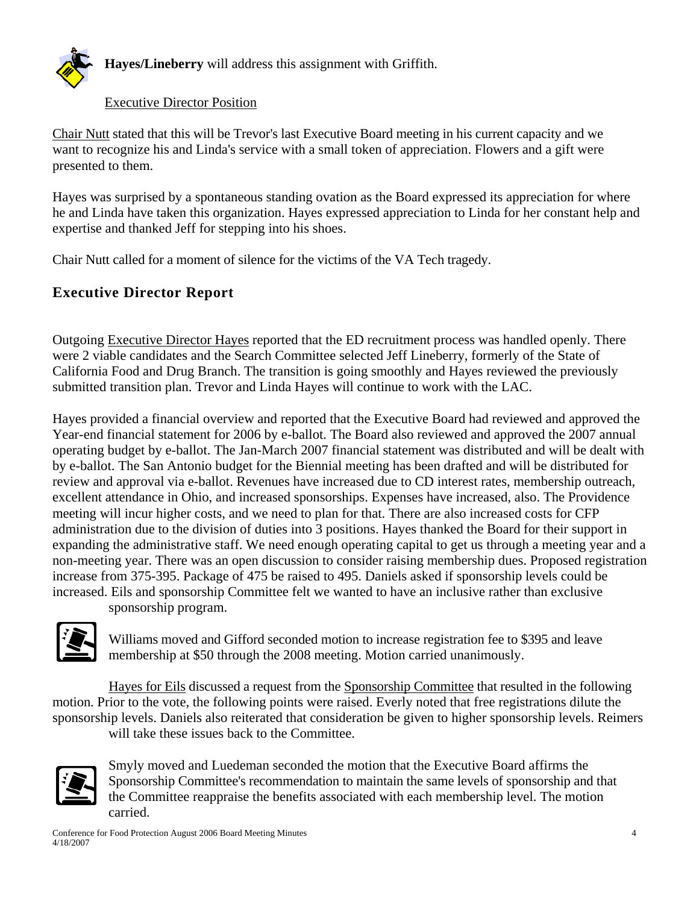**Hayes/Lineberry** will address this assignment with Griffith.

Executive Director Position

Chair Nutt stated that this will be Trevor's last Executive Board meeting in his current capacity and we want to recognize his and Linda's service with a small token of appreciation. Flowers and a gift were presented to them.

Hayes was surprised by a spontaneous standing ovation as the Board expressed its appreciation for where he and Linda have taken this organization. Hayes expressed appreciation to Linda for her constant help and expertise and thanked Jeff for stepping into his shoes.

Chair Nutt called for a moment of silence for the victims of the VA Tech tragedy.

## Executive Director Report

Outgoing Executive Director Hayes reported that the ED recruitment process was handled openly. There were 2 viable candidates and the Search Committee selected Jeff Lineberry, formerly of the State of California Food and Drug Branch. The transition is going smoothly and Hayes reviewed the previously submitted transition plan. Trevor and Linda Hayes will continue to work with the LAC.

Hayes provided a financial overview and reported that the Executive Board had reviewed and approved the Year-end financial statement for 2006 by e-ballot. The Board also reviewed and approved the 2007 annual operating budget by e-ballot. The Jan-March 2007 financial statement was distributed and will be dealt with by e-ballot. The San Antonio budget for the Biennial meeting has been drafted and will be distributed for review and approval via e-ballot. Revenues have increased due to CD interest rates, membership outreach, excellent attendance in Ohio, and increased sponsorships. Expenses have increased, also. The Providence meeting will incur higher costs, and we need to plan for that. There are also increased costs for CFP administration due to the division of duties into 3 positions. Hayes thanked the Board for their support in expanding the administrative staff. We need enough operating capital to get us through a meeting year and a non-meeting year. There was an open discussion to consider raising membership dues. Proposed registration increase from 375-395. Package of 475 be raised to 495. Daniels asked if sponsorship levels could be increased. Eils and sponsorship Committee felt we wanted to have an inclusive rather than exclusive sponsorship program.

Williams moved and Gifford seconded motion to increase registration fee to $395 and leave membership at $50 through the 2008 meeting. Motion carried unanimously.

Hayes for Eils discussed a request from the Sponsorship Committee that resulted in the following motion. Prior to the vote, the following points were raised. Everly noted that free registrations dilute the sponsorship levels. Daniels also reiterated that consideration be given to higher sponsorship levels. Reimers will take these issues back to the Committee.

Smyly moved and Luedeman seconded the motion that the Executive Board affirms the Sponsorship Committee's recommendation to maintain the same levels of sponsorship and that the Committee reappraise the benefits associated with each membership level. The motion carried.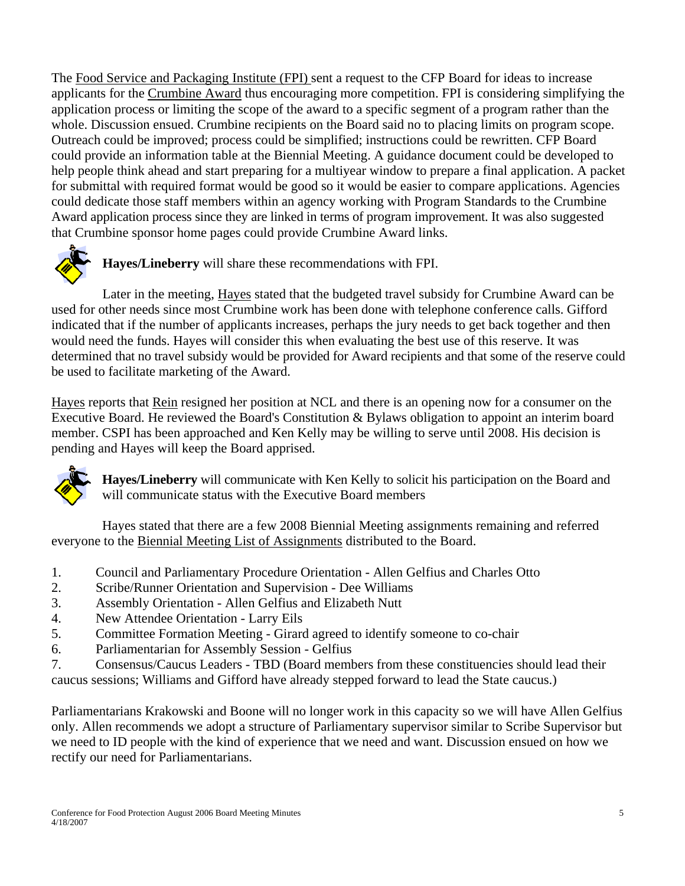The Food Service and Packaging Institute (FPI) sent a request to the CFP Board for ideas to increase applicants for the Crumbine Award thus encouraging more competition. FPI is considering simplifying the application process or limiting the scope of the award to a specific segment of a program rather than the whole. Discussion ensued. Crumbine recipients on the Board said no to placing limits on program scope. Outreach could be improved; process could be simplified; instructions could be rewritten. CFP Board could provide an information table at the Biennial Meeting. A guidance document could be developed to help people think ahead and start preparing for a multiyear window to prepare a final application. A packet for submittal with required format would be good so it would be easier to compare applications. Agencies could dedicate those staff members within an agency working with Program Standards to the Crumbine Award application process since they are linked in terms of program improvement. It was also suggested that Crumbine sponsor home pages could provide Crumbine Award links.

**Hayes/Lineberry** will share these recommendations with FPI.

Later in the meeting, Hayes stated that the budgeted travel subsidy for Crumbine Award can be used for other needs since most Crumbine work has been done with telephone conference calls. Gifford indicated that if the number of applicants increases, perhaps the jury needs to get back together and then would need the funds. Hayes will consider this when evaluating the best use of this reserve. It was determined that no travel subsidy would be provided for Award recipients and that some of the reserve could be used to facilitate marketing of the Award.

Hayes reports that Rein resigned her position at NCL and there is an opening now for a consumer on the Executive Board. He reviewed the Board's Constitution & Bylaws obligation to appoint an interim board member. CSPI has been approached and Ken Kelly may be willing to serve until 2008. His decision is pending and Hayes will keep the Board apprised.

**Hayes/Lineberry** will communicate with Ken Kelly to solicit his participation on the Board and will communicate status with the Executive Board members

Hayes stated that there are a few 2008 Biennial Meeting assignments remaining and referred everyone to the Biennial Meeting List of Assignments distributed to the Board.

1. Council and Parliamentary Procedure Orientation - Allen Gelfius and Charles Otto
2. Scribe/Runner Orientation and Supervision - Dee Williams
3. Assembly Orientation - Allen Gelfius and Elizabeth Nutt
4. New Attendee Orientation - Larry Eils
5. Committee Formation Meeting - Girard agreed to identify someone to co-chair
6. Parliamentarian for Assembly Session - Gelfius
7. Consensus/Caucus Leaders - TBD (Board members from these constituencies should lead their caucus sessions; Williams and Gifford have already stepped forward to lead the State caucus.)

Parliamentarians Krakowski and Boone will no longer work in this capacity so we will have Allen Gelfius only. Allen recommends we adopt a structure of Parliamentary supervisor similar to Scribe Supervisor but we need to ID people with the kind of experience that we need and want. Discussion ensued on how we rectify our need for Parliamentarians.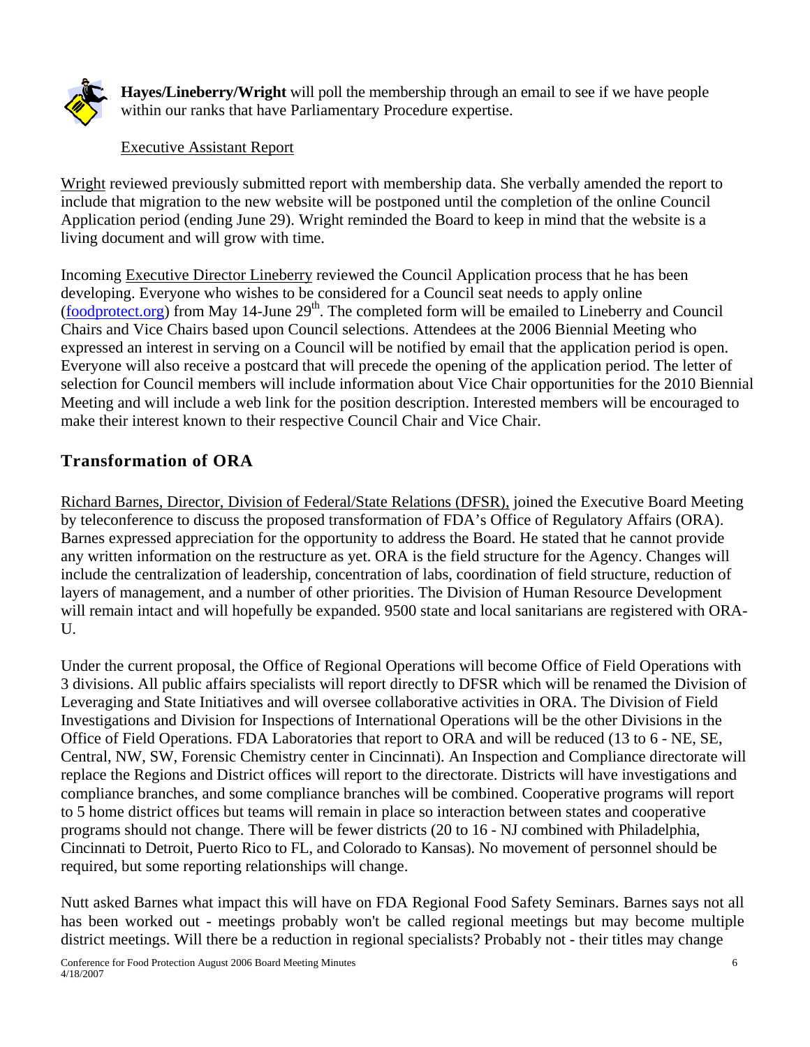**Hayes/Lineberry/Wright** will poll the membership through an email to see if we have people within our ranks that have Parliamentary Procedure expertise.

Executive Assistant Report

Wright reviewed previously submitted report with membership data. She verbally amended the report to include that migration to the new website will be postponed until the completion of the online Council Application period (ending June 29). Wright reminded the Board to keep in mind that the website is a living document and will grow with time.

Incoming Executive Director Lineberry reviewed the Council Application process that he has been developing. Everyone who wishes to be considered for a Council seat needs to apply online (foodprotect.org) from May 14-June 29th. The completed form will be emailed to Lineberry and Council Chairs and Vice Chairs based upon Council selections. Attendees at the 2006 Biennial Meeting who expressed an interest in serving on a Council will be notified by email that the application period is open. Everyone will also receive a postcard that will precede the opening of the application period. The letter of selection for Council members will include information about Vice Chair opportunities for the 2010 Biennial Meeting and will include a web link for the position description. Interested members will be encouraged to make their interest known to their respective Council Chair and Vice Chair.

## Transformation of ORA

Richard Barnes, Director, Division of Federal/State Relations (DFSR), joined the Executive Board Meeting by teleconference to discuss the proposed transformation of FDA's Office of Regulatory Affairs (ORA). Barnes expressed appreciation for the opportunity to address the Board. He stated that he cannot provide any written information on the restructure as yet. ORA is the field structure for the Agency. Changes will include the centralization of leadership, concentration of labs, coordination of field structure, reduction of layers of management, and a number of other priorities. The Division of Human Resource Development will remain intact and will hopefully be expanded. 9500 state and local sanitarians are registered with ORA-U.

Under the current proposal, the Office of Regional Operations will become Office of Field Operations with 3 divisions. All public affairs specialists will report directly to DFSR which will be renamed the Division of Leveraging and State Initiatives and will oversee collaborative activities in ORA. The Division of Field Investigations and Division for Inspections of International Operations will be the other Divisions in the Office of Field Operations. FDA Laboratories that report to ORA and will be reduced (13 to 6 - NE, SE, Central, NW, SW, Forensic Chemistry center in Cincinnati). An Inspection and Compliance directorate will replace the Regions and District offices will report to the directorate. Districts will have investigations and compliance branches, and some compliance branches will be combined. Cooperative programs will report to 5 home district offices but teams will remain in place so interaction between states and cooperative programs should not change. There will be fewer districts (20 to 16 - NJ combined with Philadelphia, Cincinnati to Detroit, Puerto Rico to FL, and Colorado to Kansas). No movement of personnel should be required, but some reporting relationships will change.

Nutt asked Barnes what impact this will have on FDA Regional Food Safety Seminars. Barnes says not all has been worked out - meetings probably won't be called regional meetings but may become multiple district meetings. Will there be a reduction in regional specialists? Probably not - their titles may change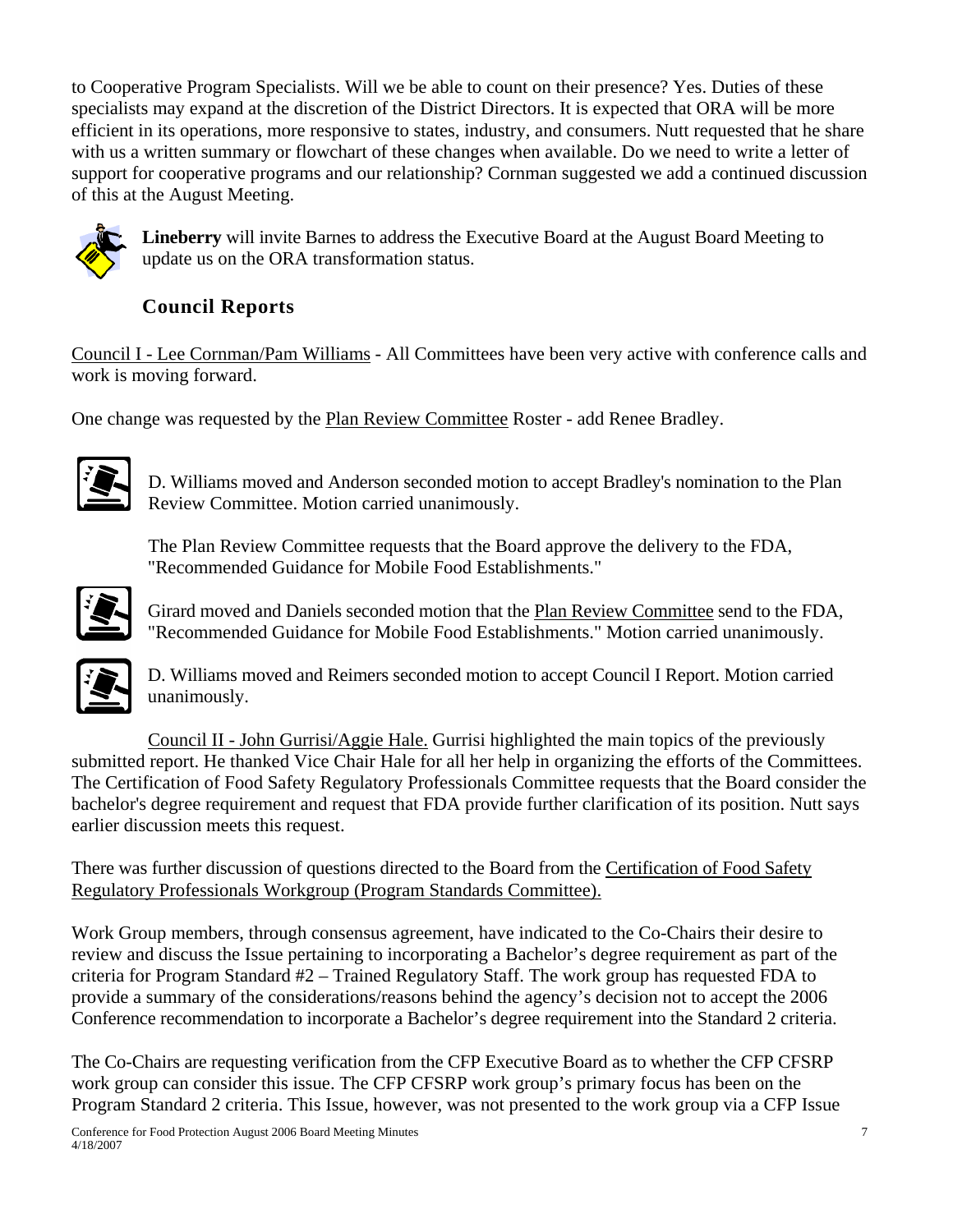to Cooperative Program Specialists. Will we be able to count on their presence? Yes. Duties of these specialists may expand at the discretion of the District Directors. It is expected that ORA will be more efficient in its operations, more responsive to states, industry, and consumers. Nutt requested that he share with us a written summary or flowchart of these changes when available. Do we need to write a letter of support for cooperative programs and our relationship? Cornman suggested we add a continued discussion of this at the August Meeting.

**Lineberry** will invite Barnes to address the Executive Board at the August Board Meeting to update us on the ORA transformation status.

### Council Reports

Council I - Lee Cornman/Pam Williams - All Committees have been very active with conference calls and work is moving forward.

One change was requested by the Plan Review Committee Roster - add Renee Bradley.

D. Williams moved and Anderson seconded motion to accept Bradley's nomination to the Plan Review Committee. Motion carried unanimously.

The Plan Review Committee requests that the Board approve the delivery to the FDA, "Recommended Guidance for Mobile Food Establishments."

Girard moved and Daniels seconded motion that the Plan Review Committee send to the FDA, "Recommended Guidance for Mobile Food Establishments." Motion carried unanimously.

D. Williams moved and Reimers seconded motion to accept Council I Report. Motion carried unanimously.

Council II - John Gurrisi/Aggie Hale. Gurrisi highlighted the main topics of the previously submitted report. He thanked Vice Chair Hale for all her help in organizing the efforts of the Committees. The Certification of Food Safety Regulatory Professionals Committee requests that the Board consider the bachelor's degree requirement and request that FDA provide further clarification of its position. Nutt says earlier discussion meets this request.

There was further discussion of questions directed to the Board from the Certification of Food Safety Regulatory Professionals Workgroup (Program Standards Committee).

Work Group members, through consensus agreement, have indicated to the Co-Chairs their desire to review and discuss the Issue pertaining to incorporating a Bachelor's degree requirement as part of the criteria for Program Standard #2 – Trained Regulatory Staff. The work group has requested FDA to provide a summary of the considerations/reasons behind the agency's decision not to accept the 2006 Conference recommendation to incorporate a Bachelor's degree requirement into the Standard 2 criteria.

The Co-Chairs are requesting verification from the CFP Executive Board as to whether the CFP CFSRP work group can consider this issue. The CFP CFSRP work group's primary focus has been on the Program Standard 2 criteria. This Issue, however, was not presented to the work group via a CFP Issue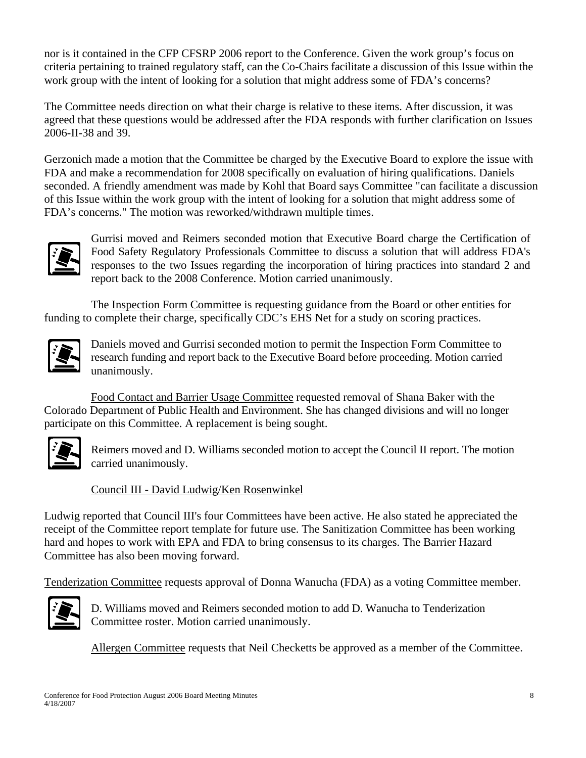nor is it contained in the CFP CFSRP 2006 report to the Conference. Given the work group's focus on criteria pertaining to trained regulatory staff, can the Co-Chairs facilitate a discussion of this Issue within the work group with the intent of looking for a solution that might address some of FDA's concerns?

The Committee needs direction on what their charge is relative to these items. After discussion, it was agreed that these questions would be addressed after the FDA responds with further clarification on Issues 2006-II-38 and 39.

Gerzonich made a motion that the Committee be charged by the Executive Board to explore the issue with FDA and make a recommendation for 2008 specifically on evaluation of hiring qualifications. Daniels seconded. A friendly amendment was made by Kohl that Board says Committee "can facilitate a discussion of this Issue within the work group with the intent of looking for a solution that might address some of FDA's concerns." The motion was reworked/withdrawn multiple times.

Gurrisi moved and Reimers seconded motion that Executive Board charge the Certification of Food Safety Regulatory Professionals Committee to discuss a solution that will address FDA's responses to the two Issues regarding the incorporation of hiring practices into standard 2 and report back to the 2008 Conference. Motion carried unanimously.

The Inspection Form Committee is requesting guidance from the Board or other entities for funding to complete their charge, specifically CDC's EHS Net for a study on scoring practices.

Daniels moved and Gurrisi seconded motion to permit the Inspection Form Committee to research funding and report back to the Executive Board before proceeding. Motion carried unanimously.

Food Contact and Barrier Usage Committee requested removal of Shana Baker with the Colorado Department of Public Health and Environment. She has changed divisions and will no longer participate on this Committee. A replacement is being sought.

Reimers moved and D. Williams seconded motion to accept the Council II report. The motion carried unanimously.

Council III - David Ludwig/Ken Rosenwinkel

Ludwig reported that Council III's four Committees have been active. He also stated he appreciated the receipt of the Committee report template for future use. The Sanitization Committee has been working hard and hopes to work with EPA and FDA to bring consensus to its charges. The Barrier Hazard Committee has also been moving forward.

Tenderization Committee requests approval of Donna Wanucha (FDA) as a voting Committee member.

D. Williams moved and Reimers seconded motion to add D. Wanucha to Tenderization Committee roster. Motion carried unanimously.

Allergen Committee requests that Neil Checketts be approved as a member of the Committee.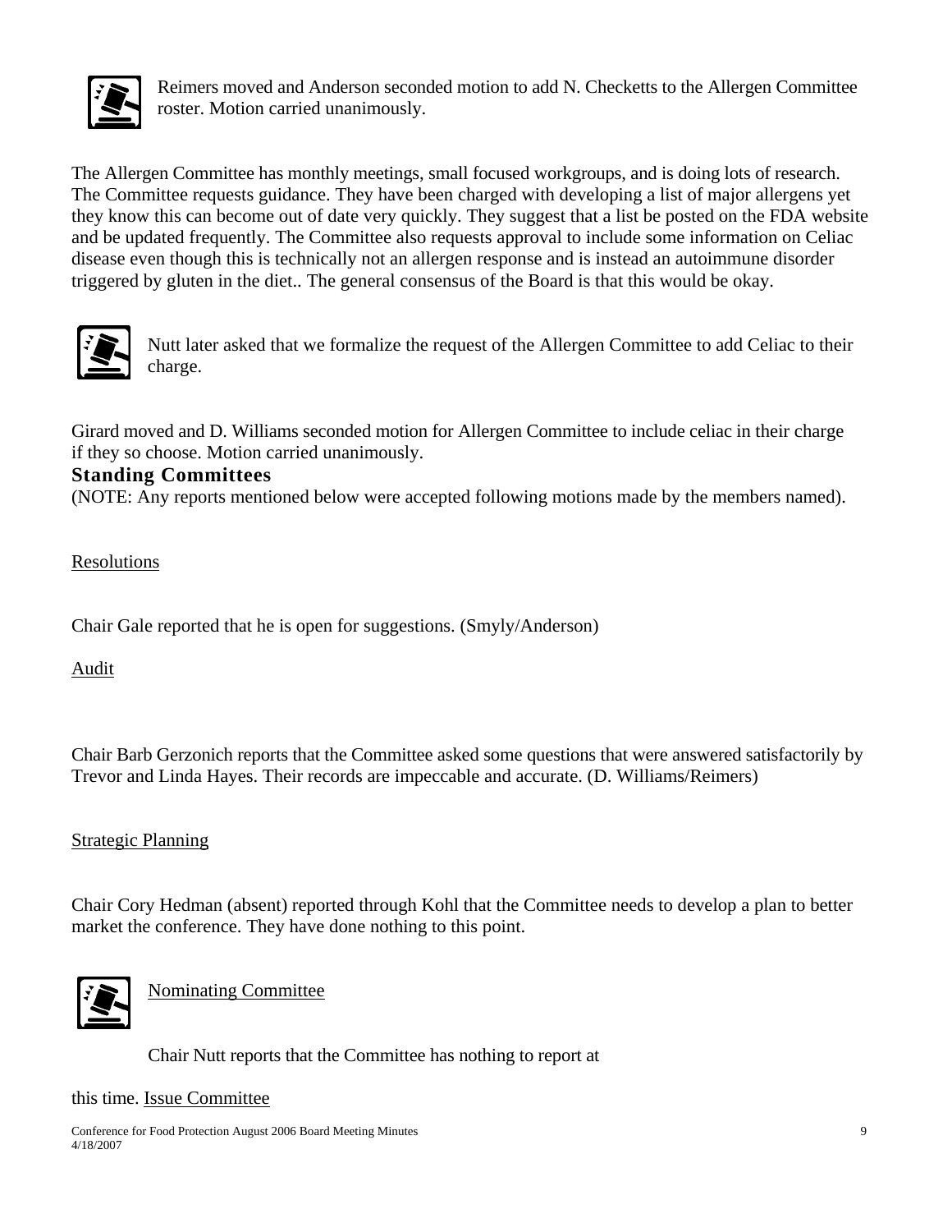Reimers moved and Anderson seconded motion to add N. Checketts to the Allergen Committee roster. Motion carried unanimously.

The Allergen Committee has monthly meetings, small focused workgroups, and is doing lots of research. The Committee requests guidance. They have been charged with developing a list of major allergens yet they know this can become out of date very quickly. They suggest that a list be posted on the FDA website and be updated frequently. The Committee also requests approval to include some information on Celiac disease even though this is technically not an allergen response and is instead an autoimmune disorder triggered by gluten in the diet.. The general consensus of the Board is that this would be okay.

Nutt later asked that we formalize the request of the Allergen Committee to add Celiac to their charge.

Girard moved and D. Williams seconded motion for Allergen Committee to include celiac in their charge if they so choose. Motion carried unanimously.

### Standing Committees

(NOTE: Any reports mentioned below were accepted following motions made by the members named).

Resolutions

Chair Gale reported that he is open for suggestions. (Smyly/Anderson)

Audit

Chair Barb Gerzonich reports that the Committee asked some questions that were answered satisfactorily by Trevor and Linda Hayes. Their records are impeccable and accurate. (D. Williams/Reimers)

Strategic Planning

Chair Cory Hedman (absent) reported through Kohl that the Committee needs to develop a plan to better market the conference. They have done nothing to this point.

Nominating Committee

Chair Nutt reports that the Committee has nothing to report at this time.

Issue Committee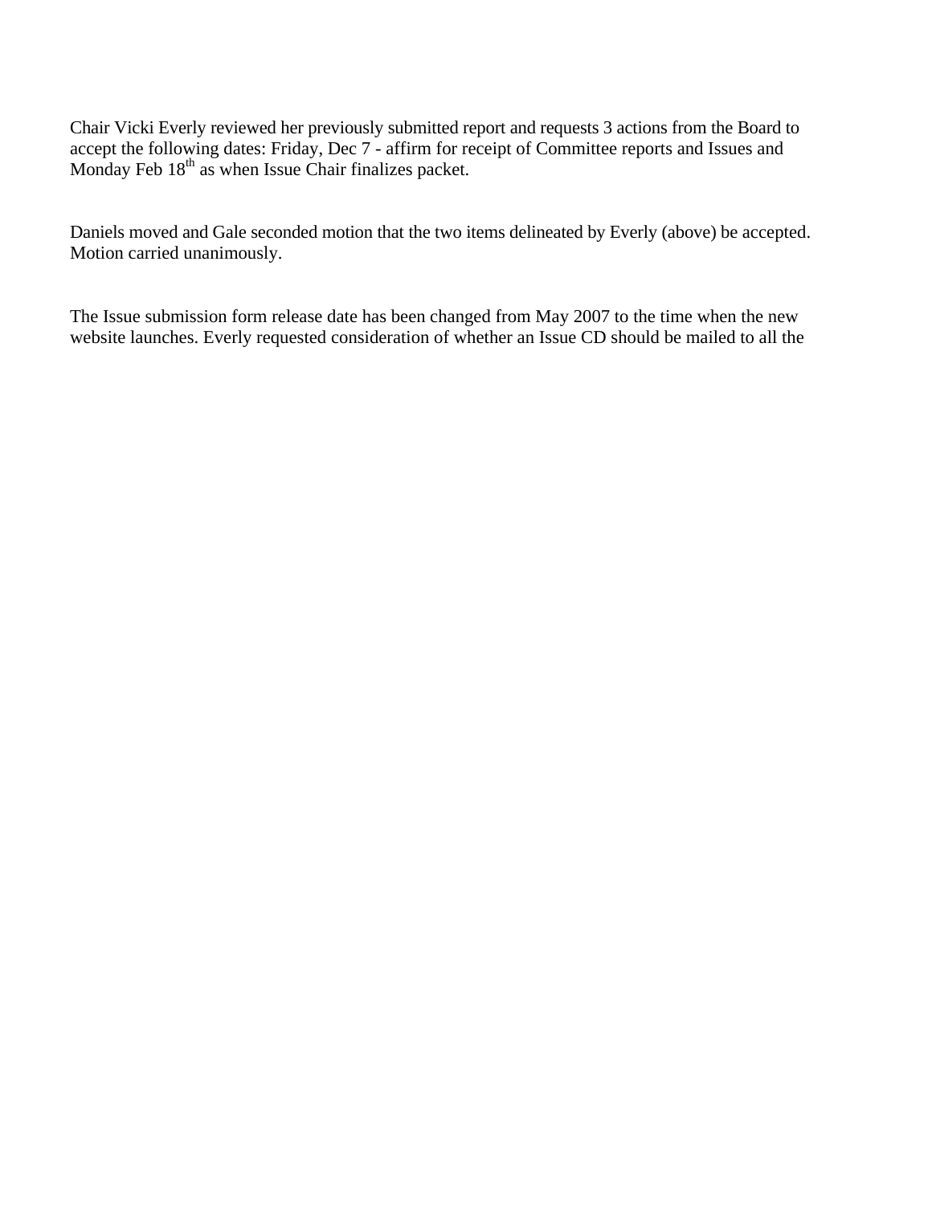Chair Vicki Everly reviewed her previously submitted report and requests 3 actions from the Board to accept the following dates: Friday, Dec 7 - affirm for receipt of Committee reports and Issues and Monday Feb 18th as when Issue Chair finalizes packet.

Daniels moved and Gale seconded motion that the two items delineated by Everly (above) be accepted. Motion carried unanimously.

The Issue submission form release date has been changed from May 2007 to the time when the new website launches. Everly requested consideration of whether an Issue CD should be mailed to all the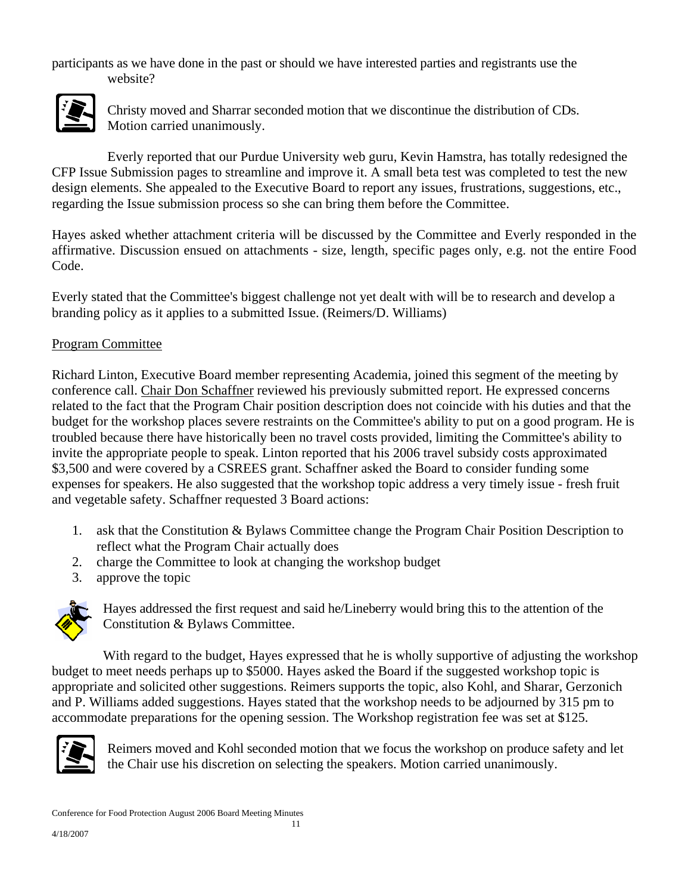participants as we have done in the past or should we have interested parties and registrants use the website?

Christy moved and Sharrar seconded motion that we discontinue the distribution of CDs. Motion carried unanimously.

Everly reported that our Purdue University web guru, Kevin Hamstra, has totally redesigned the CFP Issue Submission pages to streamline and improve it. A small beta test was completed to test the new design elements. She appealed to the Executive Board to report any issues, frustrations, suggestions, etc., regarding the Issue submission process so she can bring them before the Committee.

Hayes asked whether attachment criteria will be discussed by the Committee and Everly responded in the affirmative. Discussion ensued on attachments - size, length, specific pages only, e.g. not the entire Food Code.

Everly stated that the Committee's biggest challenge not yet dealt with will be to research and develop a branding policy as it applies to a submitted Issue. (Reimers/D. Williams)

Program Committee

Richard Linton, Executive Board member representing Academia, joined this segment of the meeting by conference call. Chair Don Schaffner reviewed his previously submitted report. He expressed concerns related to the fact that the Program Chair position description does not coincide with his duties and that the budget for the workshop places severe restraints on the Committee's ability to put on a good program. He is troubled because there have historically been no travel costs provided, limiting the Committee's ability to invite the appropriate people to speak. Linton reported that his 2006 travel subsidy costs approximated $3,500 and were covered by a CSREES grant. Schaffner asked the Board to consider funding some expenses for speakers. He also suggested that the workshop topic address a very timely issue - fresh fruit and vegetable safety. Schaffner requested 3 Board actions:

1. ask that the Constitution & Bylaws Committee change the Program Chair Position Description to reflect what the Program Chair actually does
2. charge the Committee to look at changing the workshop budget
3. approve the topic

Hayes addressed the first request and said he/Lineberry would bring this to the attention of the Constitution & Bylaws Committee.

With regard to the budget, Hayes expressed that he is wholly supportive of adjusting the workshop budget to meet needs perhaps up to $5000. Hayes asked the Board if the suggested workshop topic is appropriate and solicited other suggestions. Reimers supports the topic, also Kohl, and Sharar, Gerzonich and P. Williams added suggestions. Hayes stated that the workshop needs to be adjourned by 315 pm to accommodate preparations for the opening session. The Workshop registration fee was set at $125.

Reimers moved and Kohl seconded motion that we focus the workshop on produce safety and let the Chair use his discretion on selecting the speakers. Motion carried unanimously.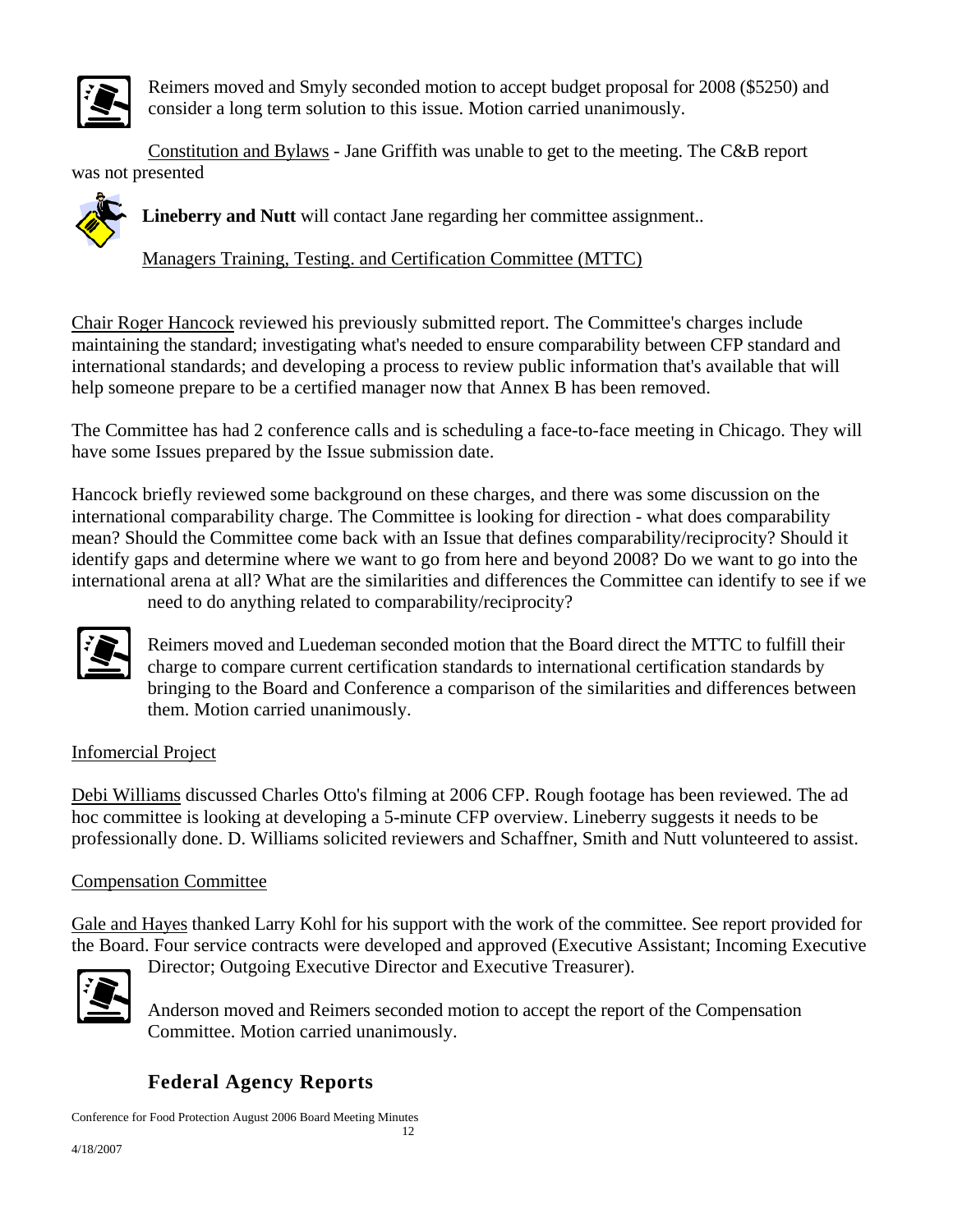Reimers moved and Smyly seconded motion to accept budget proposal for 2008 ($5250) and consider a long term solution to this issue. Motion carried unanimously.

Constitution and Bylaws - Jane Griffith was unable to get to the meeting. The C&B report was not presented

**Lineberry and Nutt** will contact Jane regarding her committee assignment..

Managers Training, Testing. and Certification Committee (MTTC)

Chair Roger Hancock reviewed his previously submitted report. The Committee's charges include maintaining the standard; investigating what's needed to ensure comparability between CFP standard and international standards; and developing a process to review public information that's available that will help someone prepare to be a certified manager now that Annex B has been removed.

The Committee has had 2 conference calls and is scheduling a face-to-face meeting in Chicago. They will have some Issues prepared by the Issue submission date.

Hancock briefly reviewed some background on these charges, and there was some discussion on the international comparability charge. The Committee is looking for direction - what does comparability mean? Should the Committee come back with an Issue that defines comparability/reciprocity? Should it identify gaps and determine where we want to go from here and beyond 2008? Do we want to go into the international arena at all? What are the similarities and differences the Committee can identify to see if we need to do anything related to comparability/reciprocity?

Reimers moved and Luedeman seconded motion that the Board direct the MTTC to fulfill their charge to compare current certification standards to international certification standards by bringing to the Board and Conference a comparison of the similarities and differences between them. Motion carried unanimously.

Infomercial Project

Debi Williams discussed Charles Otto's filming at 2006 CFP. Rough footage has been reviewed. The ad hoc committee is looking at developing a 5-minute CFP overview. Lineberry suggests it needs to be professionally done. D. Williams solicited reviewers and Schaffner, Smith and Nutt volunteered to assist.

Compensation Committee

Gale and Hayes thanked Larry Kohl for his support with the work of the committee. See report provided for the Board. Four service contracts were developed and approved (Executive Assistant; Incoming Executive Director; Outgoing Executive Director and Executive Treasurer).

Anderson moved and Reimers seconded motion to accept the report of the Compensation Committee. Motion carried unanimously.

## Federal Agency Reports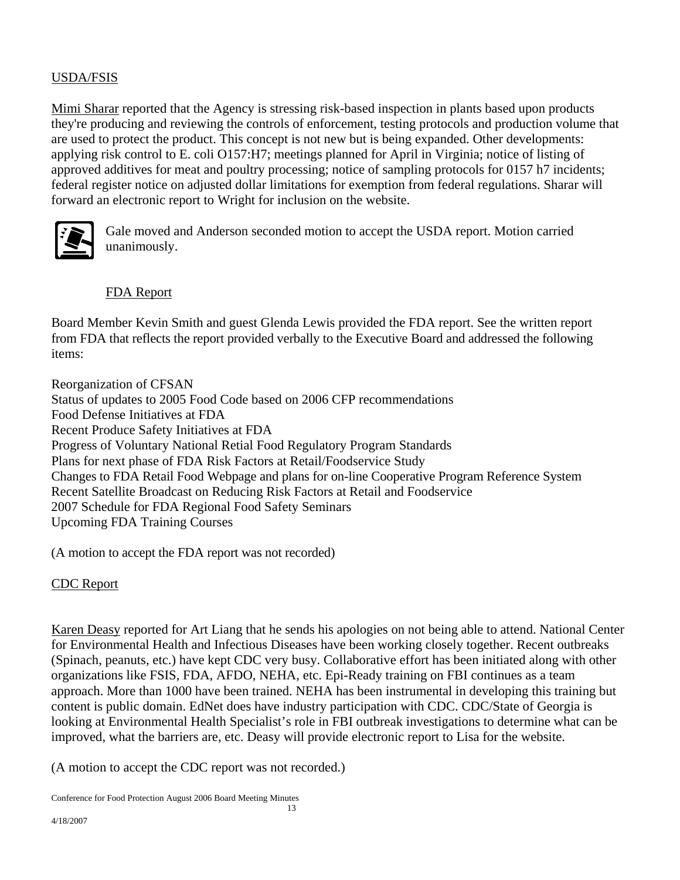USDA/FSIS

Mimi Sharar reported that the Agency is stressing risk-based inspection in plants based upon products they're producing and reviewing the controls of enforcement, testing protocols and production volume that are used to protect the product. This concept is not new but is being expanded. Other developments: applying risk control to E. coli O157:H7; meetings planned for April in Virginia; notice of listing of approved additives for meat and poultry processing; notice of sampling protocols for 0157 h7 incidents; federal register notice on adjusted dollar limitations for exemption from federal regulations. Sharar will forward an electronic report to Wright for inclusion on the website.

Gale moved and Anderson seconded motion to accept the USDA report. Motion carried unanimously.

FDA Report

Board Member Kevin Smith and guest Glenda Lewis provided the FDA report. See the written report from FDA that reflects the report provided verbally to the Executive Board and addressed the following items:

Reorganization of CFSAN
Status of updates to 2005 Food Code based on 2006 CFP recommendations
Food Defense Initiatives at FDA
Recent Produce Safety Initiatives at FDA
Progress of Voluntary National Retial Food Regulatory Program Standards
Plans for next phase of FDA Risk Factors at Retail/Foodservice Study
Changes to FDA Retail Food Webpage and plans for on-line Cooperative Program Reference System
Recent Satellite Broadcast on Reducing Risk Factors at Retail and Foodservice
2007 Schedule for FDA Regional Food Safety Seminars
Upcoming FDA Training Courses

(A motion to accept the FDA report was not recorded)

CDC Report

Karen Deasy reported for Art Liang that he sends his apologies on not being able to attend. National Center for Environmental Health and Infectious Diseases have been working closely together. Recent outbreaks (Spinach, peanuts, etc.) have kept CDC very busy. Collaborative effort has been initiated along with other organizations like FSIS, FDA, AFDO, NEHA, etc. Epi-Ready training on FBI continues as a team approach. More than 1000 have been trained. NEHA has been instrumental in developing this training but content is public domain. EdNet does have industry participation with CDC. CDC/State of Georgia is looking at Environmental Health Specialist's role in FBI outbreak investigations to determine what can be improved, what the barriers are, etc. Deasy will provide electronic report to Lisa for the website.

(A motion to accept the CDC report was not recorded.)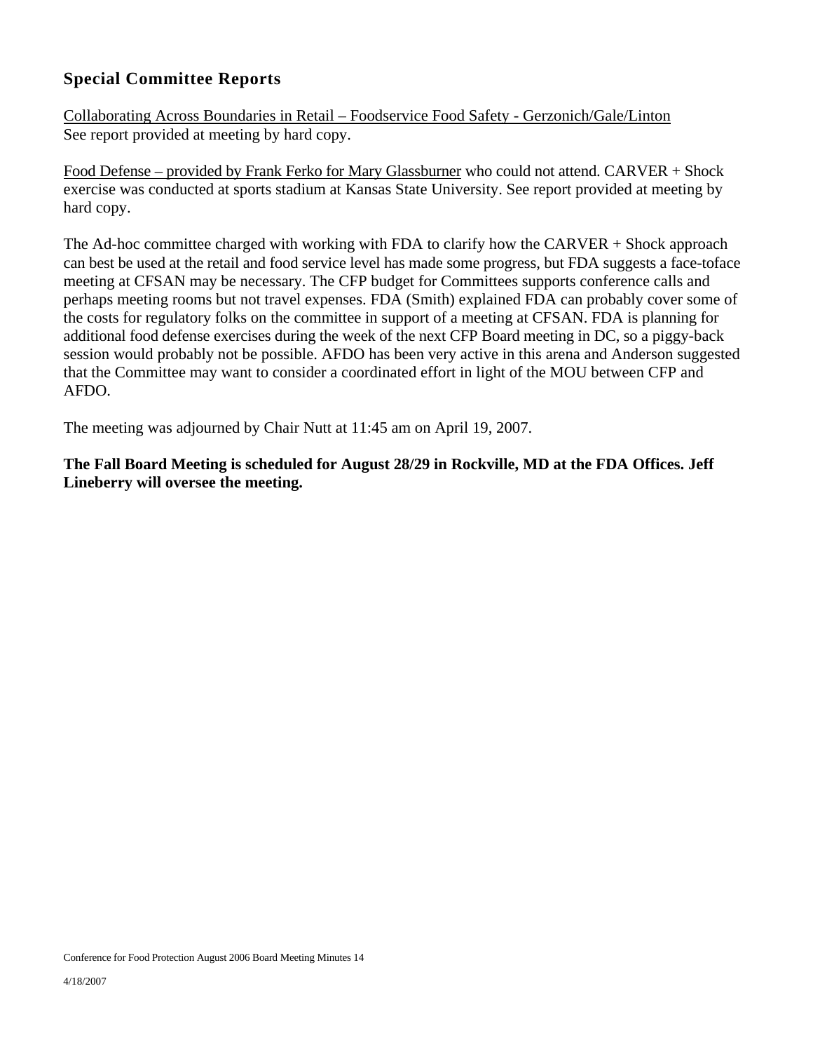## Special Committee Reports

Collaborating Across Boundaries in Retail – Foodservice Food Safety - Gerzonich/Gale/Linton
See report provided at meeting by hard copy.

Food Defense – provided by Frank Ferko for Mary Glassburner who could not attend. CARVER + Shock exercise was conducted at sports stadium at Kansas State University. See report provided at meeting by hard copy.

The Ad-hoc committee charged with working with FDA to clarify how the CARVER + Shock approach can best be used at the retail and food service level has made some progress, but FDA suggests a face-toface meeting at CFSAN may be necessary. The CFP budget for Committees supports conference calls and perhaps meeting rooms but not travel expenses. FDA (Smith) explained FDA can probably cover some of the costs for regulatory folks on the committee in support of a meeting at CFSAN. FDA is planning for additional food defense exercises during the week of the next CFP Board meeting in DC, so a piggy-back session would probably not be possible. AFDO has been very active in this arena and Anderson suggested that the Committee may want to consider a coordinated effort in light of the MOU between CFP and AFDO.

The meeting was adjourned by Chair Nutt at 11:45 am on April 19, 2007.

**The Fall Board Meeting is scheduled for August 28/29 in Rockville, MD at the FDA Offices. Jeff Lineberry will oversee the meeting.**